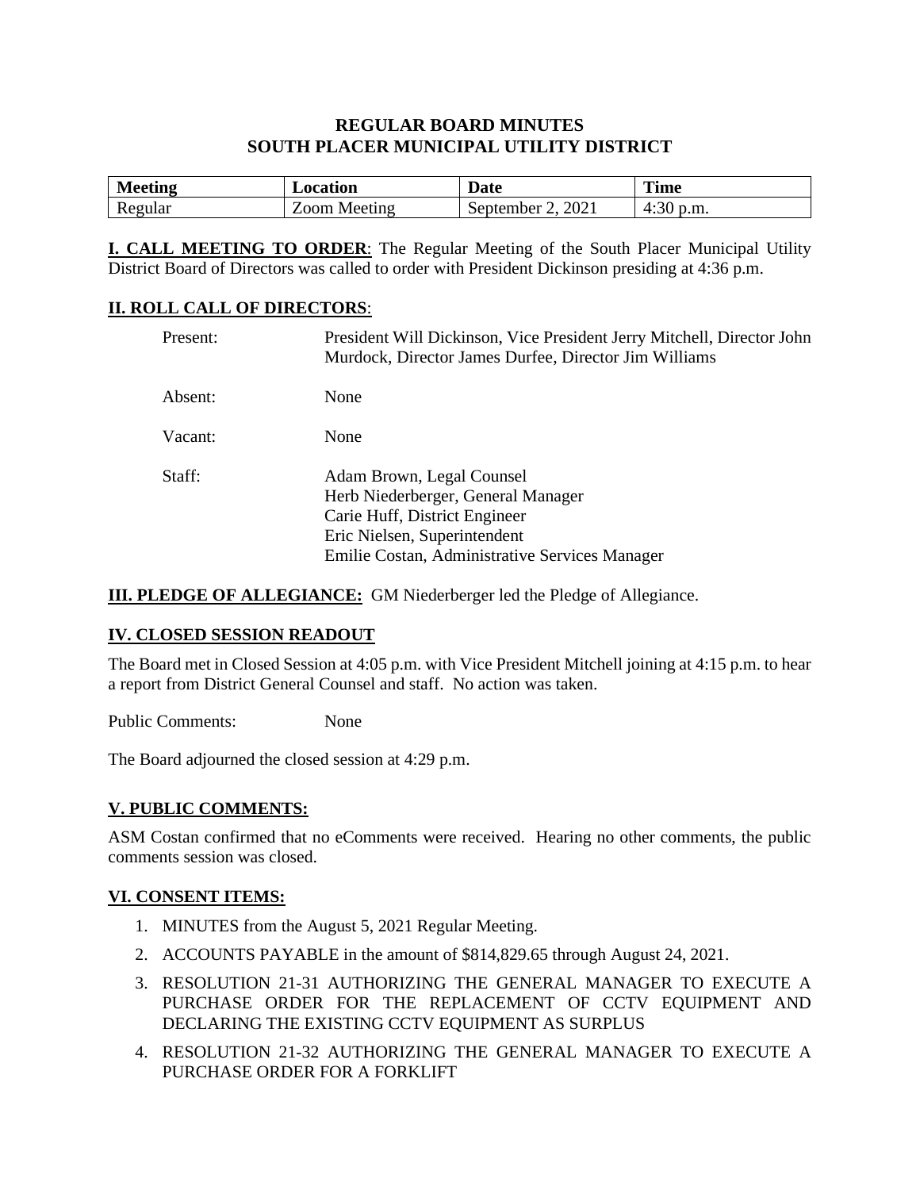# REGULAR BOARD MINUTES
# SOUTH PLACER MUNICIPAL UTILITY DISTRICT

| Meeting | Location | Date | Time |
|---|---|---|---|
| Regular | Zoom Meeting | September 2, 2021 | 4:30 p.m. |

**I. CALL MEETING TO ORDER**: The Regular Meeting of the South Placer Municipal Utility District Board of Directors was called to order with President Dickinson presiding at 4:36 p.m.

**II. ROLL CALL OF DIRECTORS**:

Present: President Will Dickinson, Vice President Jerry Mitchell, Director John Murdock, Director James Durfee, Director Jim Williams

Absent: None

Vacant: None

Staff: Adam Brown, Legal Counsel
Herb Niederberger, General Manager
Carie Huff, District Engineer
Eric Nielsen, Superintendent
Emilie Costan, Administrative Services Manager

**III. PLEDGE OF ALLEGIANCE:** GM Niederberger led the Pledge of Allegiance.

**IV. CLOSED SESSION READOUT**

The Board met in Closed Session at 4:05 p.m. with Vice President Mitchell joining at 4:15 p.m. to hear a report from District General Counsel and staff. No action was taken.

Public Comments: None

The Board adjourned the closed session at 4:29 p.m.

**V. PUBLIC COMMENTS:**

ASM Costan confirmed that no eComments were received. Hearing no other comments, the public comments session was closed.

**VI. CONSENT ITEMS:**

1. MINUTES from the August 5, 2021 Regular Meeting.
2. ACCOUNTS PAYABLE in the amount of $814,829.65 through August 24, 2021.
3. RESOLUTION 21-31 AUTHORIZING THE GENERAL MANAGER TO EXECUTE A PURCHASE ORDER FOR THE REPLACEMENT OF CCTV EQUIPMENT AND DECLARING THE EXISTING CCTV EQUIPMENT AS SURPLUS
4. RESOLUTION 21-32 AUTHORIZING THE GENERAL MANAGER TO EXECUTE A PURCHASE ORDER FOR A FORKLIFT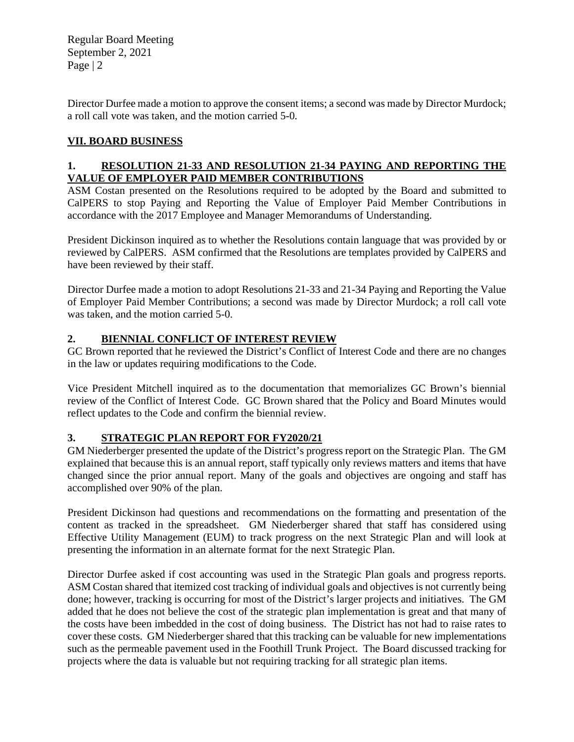Director Durfee made a motion to approve the consent items; a second was made by Director Murdock; a roll call vote was taken, and the motion carried 5-0.

## VII. BOARD BUSINESS

### 1. RESOLUTION 21-33 AND RESOLUTION 21-34 PAYING AND REPORTING THE VALUE OF EMPLOYER PAID MEMBER CONTRIBUTIONS

ASM Costan presented on the Resolutions required to be adopted by the Board and submitted to CalPERS to stop Paying and Reporting the Value of Employer Paid Member Contributions in accordance with the 2017 Employee and Manager Memorandums of Understanding.

President Dickinson inquired as to whether the Resolutions contain language that was provided by or reviewed by CalPERS. ASM confirmed that the Resolutions are templates provided by CalPERS and have been reviewed by their staff.

Director Durfee made a motion to adopt Resolutions 21-33 and 21-34 Paying and Reporting the Value of Employer Paid Member Contributions; a second was made by Director Murdock; a roll call vote was taken, and the motion carried 5-0.

### 2. BIENNIAL CONFLICT OF INTEREST REVIEW

GC Brown reported that he reviewed the District's Conflict of Interest Code and there are no changes in the law or updates requiring modifications to the Code.

Vice President Mitchell inquired as to the documentation that memorializes GC Brown's biennial review of the Conflict of Interest Code. GC Brown shared that the Policy and Board Minutes would reflect updates to the Code and confirm the biennial review.

### 3. STRATEGIC PLAN REPORT FOR FY2020/21

GM Niederberger presented the update of the District's progress report on the Strategic Plan. The GM explained that because this is an annual report, staff typically only reviews matters and items that have changed since the prior annual report. Many of the goals and objectives are ongoing and staff has accomplished over 90% of the plan.

President Dickinson had questions and recommendations on the formatting and presentation of the content as tracked in the spreadsheet. GM Niederberger shared that staff has considered using Effective Utility Management (EUM) to track progress on the next Strategic Plan and will look at presenting the information in an alternate format for the next Strategic Plan.

Director Durfee asked if cost accounting was used in the Strategic Plan goals and progress reports. ASM Costan shared that itemized cost tracking of individual goals and objectives is not currently being done; however, tracking is occurring for most of the District's larger projects and initiatives. The GM added that he does not believe the cost of the strategic plan implementation is great and that many of the costs have been imbedded in the cost of doing business. The District has not had to raise rates to cover these costs. GM Niederberger shared that this tracking can be valuable for new implementations such as the permeable pavement used in the Foothill Trunk Project. The Board discussed tracking for projects where the data is valuable but not requiring tracking for all strategic plan items.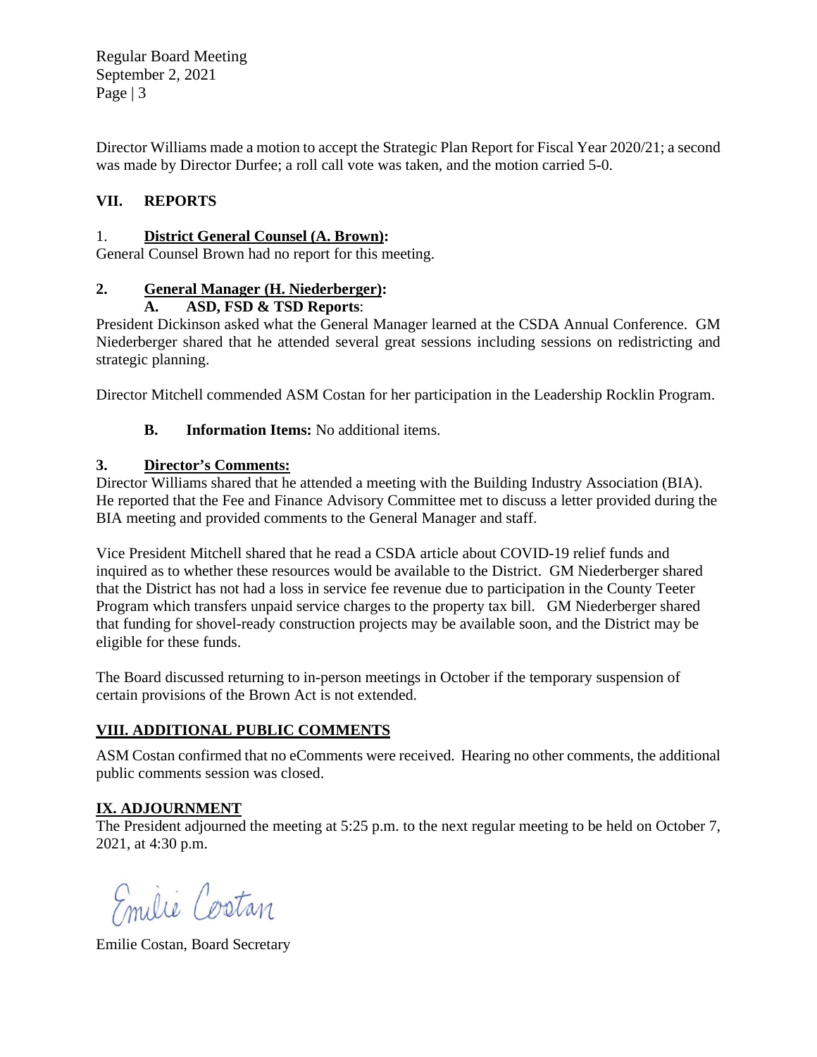Director Williams made a motion to accept the Strategic Plan Report for Fiscal Year 2020/21; a second was made by Director Durfee; a roll call vote was taken, and the motion carried 5-0.

## VII. REPORTS

### 1. District General Counsel (A. Brown):

General Counsel Brown had no report for this meeting.

### 2. General Manager (H. Niederberger):

#### A. ASD, FSD & TSD Reports:

President Dickinson asked what the General Manager learned at the CSDA Annual Conference. GM Niederberger shared that he attended several great sessions including sessions on redistricting and strategic planning.

Director Mitchell commended ASM Costan for her participation in the Leadership Rocklin Program.

#### B. Information Items: No additional items.

### 3. Director's Comments:

Director Williams shared that he attended a meeting with the Building Industry Association (BIA). He reported that the Fee and Finance Advisory Committee met to discuss a letter provided during the BIA meeting and provided comments to the General Manager and staff.

Vice President Mitchell shared that he read a CSDA article about COVID-19 relief funds and inquired as to whether these resources would be available to the District. GM Niederberger shared that the District has not had a loss in service fee revenue due to participation in the County Teeter Program which transfers unpaid service charges to the property tax bill. GM Niederberger shared that funding for shovel-ready construction projects may be available soon, and the District may be eligible for these funds.

The Board discussed returning to in-person meetings in October if the temporary suspension of certain provisions of the Brown Act is not extended.

## VIII. ADDITIONAL PUBLIC COMMENTS

ASM Costan confirmed that no eComments were received. Hearing no other comments, the additional public comments session was closed.

## IX. ADJOURNMENT

The President adjourned the meeting at 5:25 p.m. to the next regular meeting to be held on October 7, 2021, at 4:30 p.m.

Emilie Costan

Emilie Costan, Board Secretary